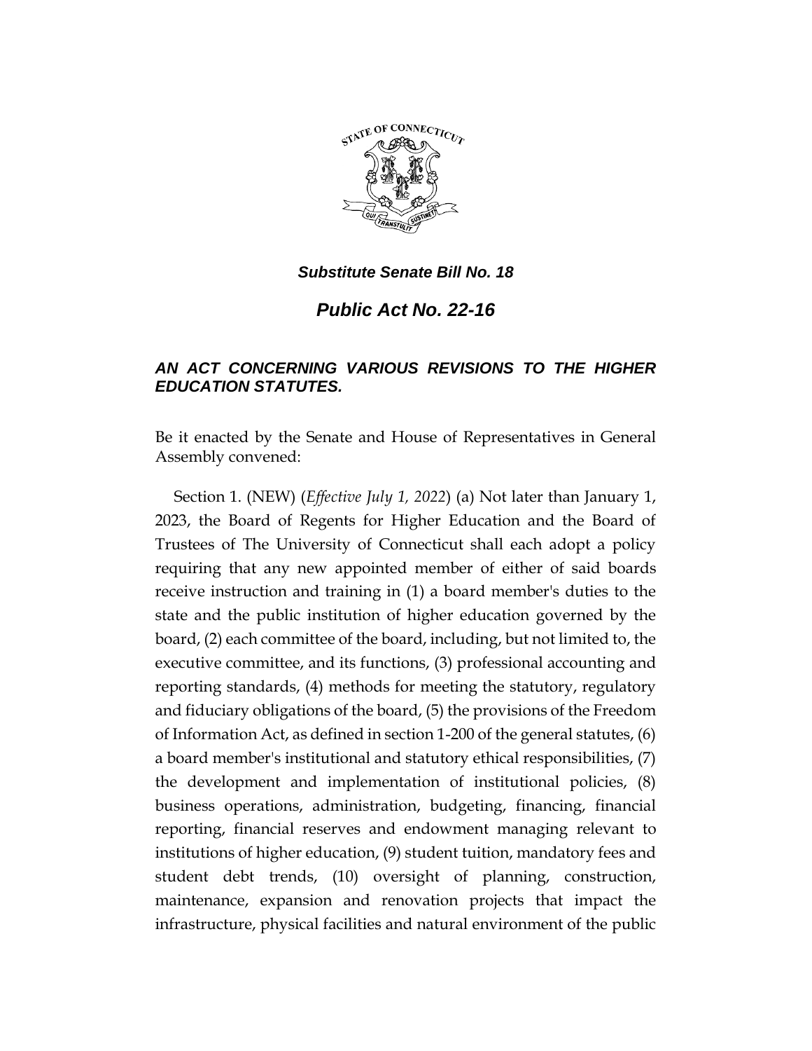***Substitute Senate Bill No. 18***

# ***Public Act No. 22-16***

***AN ACT CONCERNING VARIOUS REVISIONS TO THE HIGHER EDUCATION STATUTES.***

Be it enacted by the Senate and House of Representatives in General Assembly convened:

Section 1. (NEW) (*Effective July 1, 2022*) (a) Not later than January 1, 2023, the Board of Regents for Higher Education and the Board of Trustees of The University of Connecticut shall each adopt a policy requiring that any new appointed member of either of said boards receive instruction and training in (1) a board member's duties to the state and the public institution of higher education governed by the board, (2) each committee of the board, including, but not limited to, the executive committee, and its functions, (3) professional accounting and reporting standards, (4) methods for meeting the statutory, regulatory and fiduciary obligations of the board, (5) the provisions of the Freedom of Information Act, as defined in section 1-200 of the general statutes, (6) a board member's institutional and statutory ethical responsibilities, (7) the development and implementation of institutional policies, (8) business operations, administration, budgeting, financing, financial reporting, financial reserves and endowment managing relevant to institutions of higher education, (9) student tuition, mandatory fees and student debt trends, (10) oversight of planning, construction, maintenance, expansion and renovation projects that impact the infrastructure, physical facilities and natural environment of the public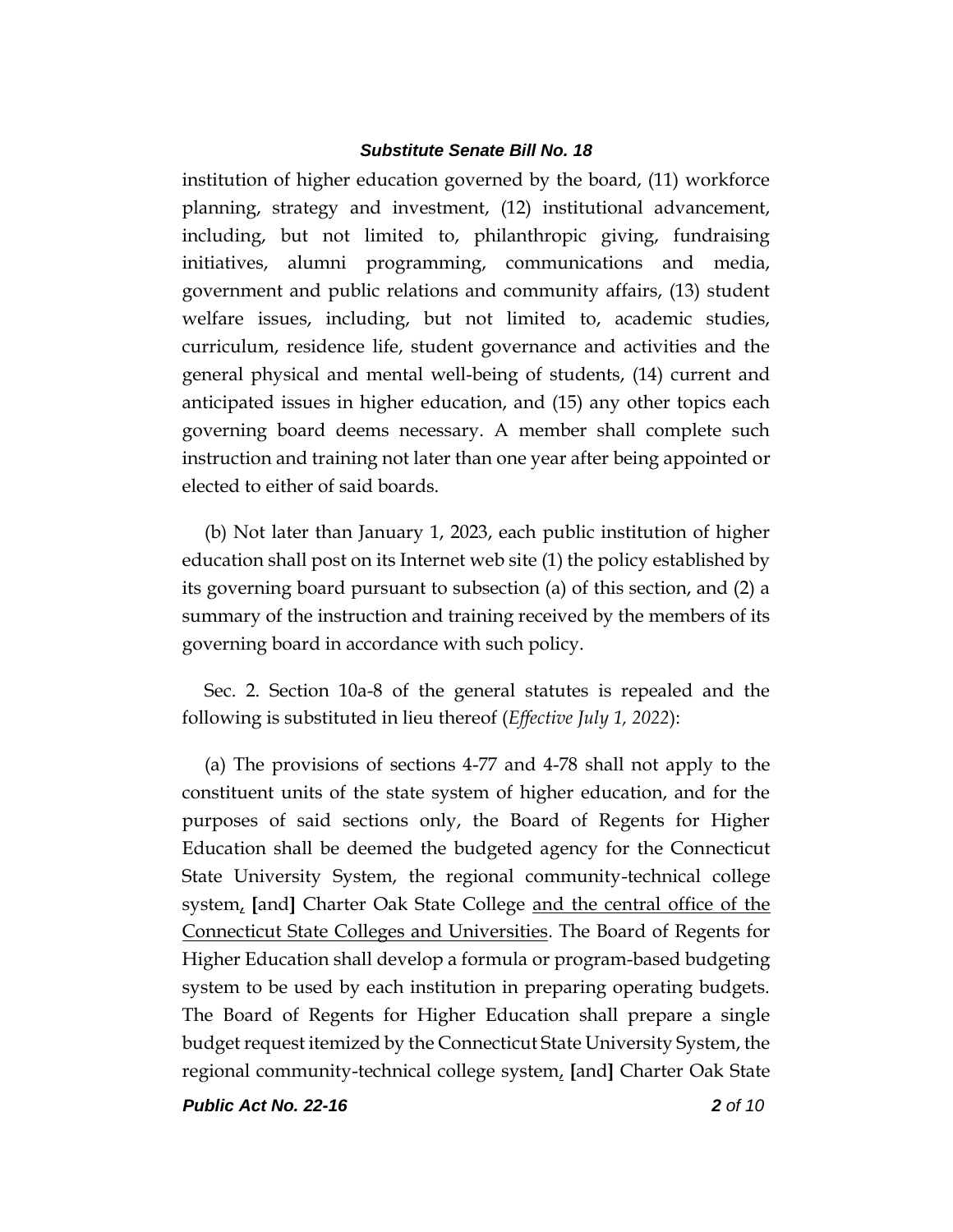institution of higher education governed by the board, (11) workforce planning, strategy and investment, (12) institutional advancement, including, but not limited to, philanthropic giving, fundraising initiatives, alumni programming, communications and media, government and public relations and community affairs, (13) student welfare issues, including, but not limited to, academic studies, curriculum, residence life, student governance and activities and the general physical and mental well-being of students, (14) current and anticipated issues in higher education, and (15) any other topics each governing board deems necessary. A member shall complete such instruction and training not later than one year after being appointed or elected to either of said boards.

(b) Not later than January 1, 2023, each public institution of higher education shall post on its Internet web site (1) the policy established by its governing board pursuant to subsection (a) of this section, and (2) a summary of the instruction and training received by the members of its governing board in accordance with such policy.

Sec. 2. Section 10a-8 of the general statutes is repealed and the following is substituted in lieu thereof (*Effective July 1, 2022*):

(a) The provisions of sections 4-77 and 4-78 shall not apply to the constituent units of the state system of higher education, and for the purposes of said sections only, the Board of Regents for Higher Education shall be deemed the budgeted agency for the Connecticut State University System, the regional community-technical college system, **[**and**]** Charter Oak State College and the central office of the Connecticut State Colleges and Universities. The Board of Regents for Higher Education shall develop a formula or program-based budgeting system to be used by each institution in preparing operating budgets. The Board of Regents for Higher Education shall prepare a single budget request itemized by the Connecticut State University System, the regional community-technical college system, **[**and**]** Charter Oak State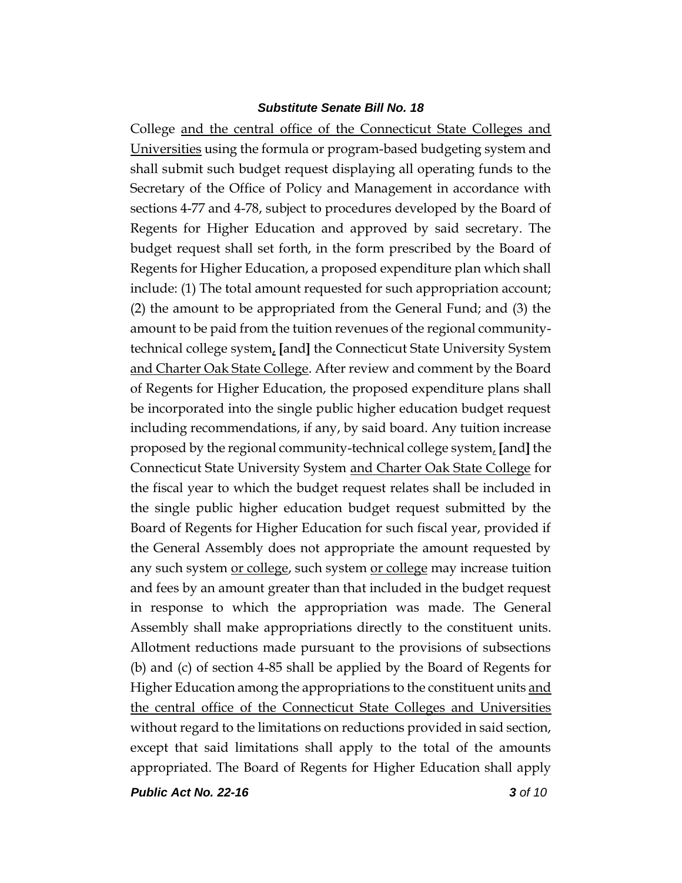College <u>and the central office of the Connecticut State Colleges and Universities</u> using the formula or program-based budgeting system and shall submit such budget request displaying all operating funds to the Secretary of the Office of Policy and Management in accordance with sections 4-77 and 4-78, subject to procedures developed by the Board of Regents for Higher Education and approved by said secretary. The budget request shall set forth, in the form prescribed by the Board of Regents for Higher Education, a proposed expenditure plan which shall include: (1) The total amount requested for such appropriation account; (2) the amount to be appropriated from the General Fund; and (3) the amount to be paid from the tuition revenues of the regional community-technical college system<u>,</u> **[**and**]** the Connecticut State University System <u>and Charter Oak State College</u>. After review and comment by the Board of Regents for Higher Education, the proposed expenditure plans shall be incorporated into the single public higher education budget request including recommendations, if any, by said board. Any tuition increase proposed by the regional community-technical college system<u>,</u> **[**and**]** the Connecticut State University System <u>and Charter Oak State College</u> for the fiscal year to which the budget request relates shall be included in the single public higher education budget request submitted by the Board of Regents for Higher Education for such fiscal year, provided if the General Assembly does not appropriate the amount requested by any such system <u>or college</u>, such system <u>or college</u> may increase tuition and fees by an amount greater than that included in the budget request in response to which the appropriation was made. The General Assembly shall make appropriations directly to the constituent units. Allotment reductions made pursuant to the provisions of subsections (b) and (c) of section 4-85 shall be applied by the Board of Regents for Higher Education among the appropriations to the constituent units <u>and the central office of the Connecticut State Colleges and Universities</u> without regard to the limitations on reductions provided in said section, except that said limitations shall apply to the total of the amounts appropriated. The Board of Regents for Higher Education shall apply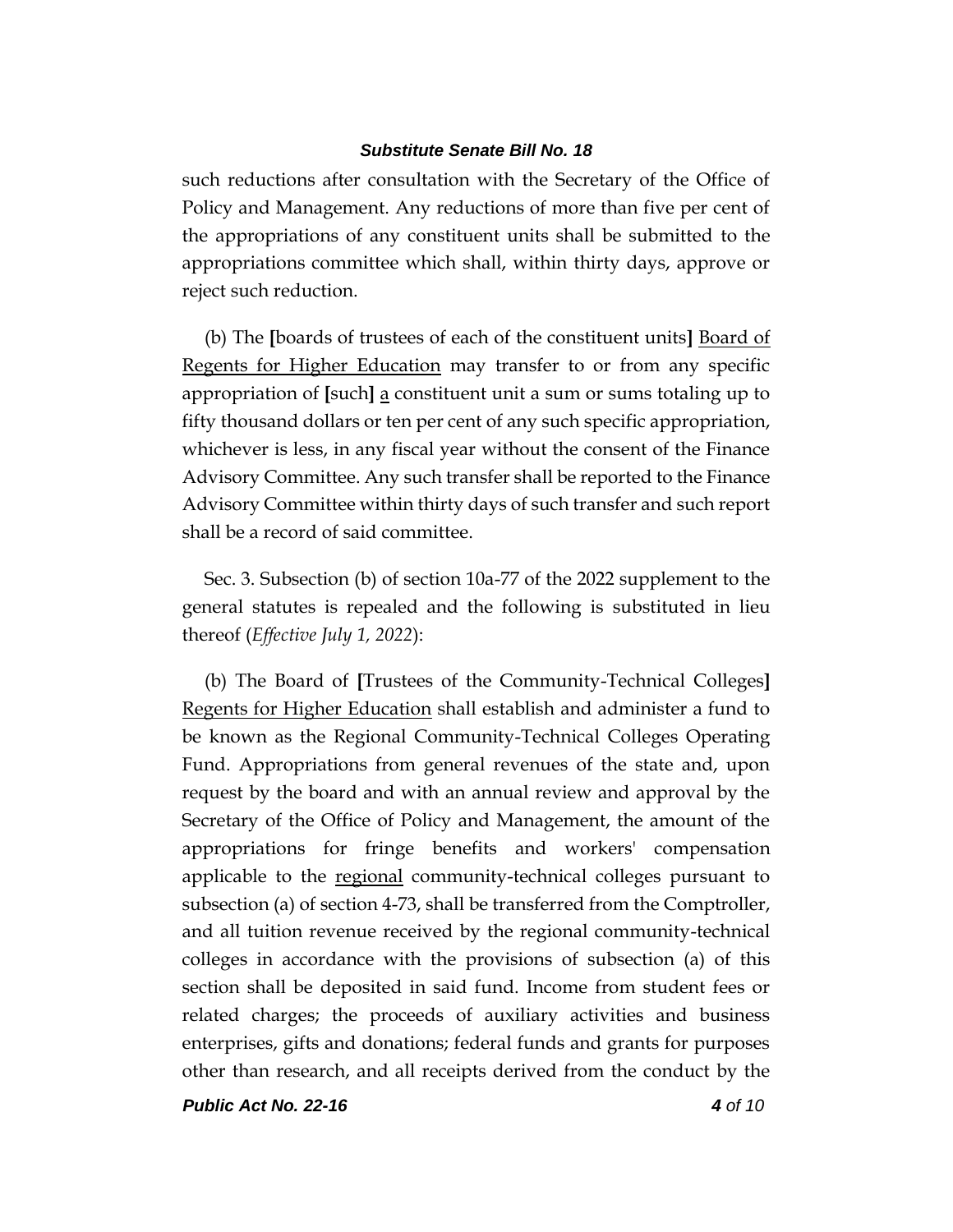such reductions after consultation with the Secretary of the Office of Policy and Management. Any reductions of more than five per cent of the appropriations of any constituent units shall be submitted to the appropriations committee which shall, within thirty days, approve or reject such reduction.

(b) The **[**boards of trustees of each of the constituent units**]** Board of Regents for Higher Education may transfer to or from any specific appropriation of **[**such**]** a constituent unit a sum or sums totaling up to fifty thousand dollars or ten per cent of any such specific appropriation, whichever is less, in any fiscal year without the consent of the Finance Advisory Committee. Any such transfer shall be reported to the Finance Advisory Committee within thirty days of such transfer and such report shall be a record of said committee.

Sec. 3. Subsection (b) of section 10a-77 of the 2022 supplement to the general statutes is repealed and the following is substituted in lieu thereof (*Effective July 1, 2022*):

(b) The Board of **[**Trustees of the Community-Technical Colleges**]** Regents for Higher Education shall establish and administer a fund to be known as the Regional Community-Technical Colleges Operating Fund. Appropriations from general revenues of the state and, upon request by the board and with an annual review and approval by the Secretary of the Office of Policy and Management, the amount of the appropriations for fringe benefits and workers' compensation applicable to the regional community-technical colleges pursuant to subsection (a) of section 4-73, shall be transferred from the Comptroller, and all tuition revenue received by the regional community-technical colleges in accordance with the provisions of subsection (a) of this section shall be deposited in said fund. Income from student fees or related charges; the proceeds of auxiliary activities and business enterprises, gifts and donations; federal funds and grants for purposes other than research, and all receipts derived from the conduct by the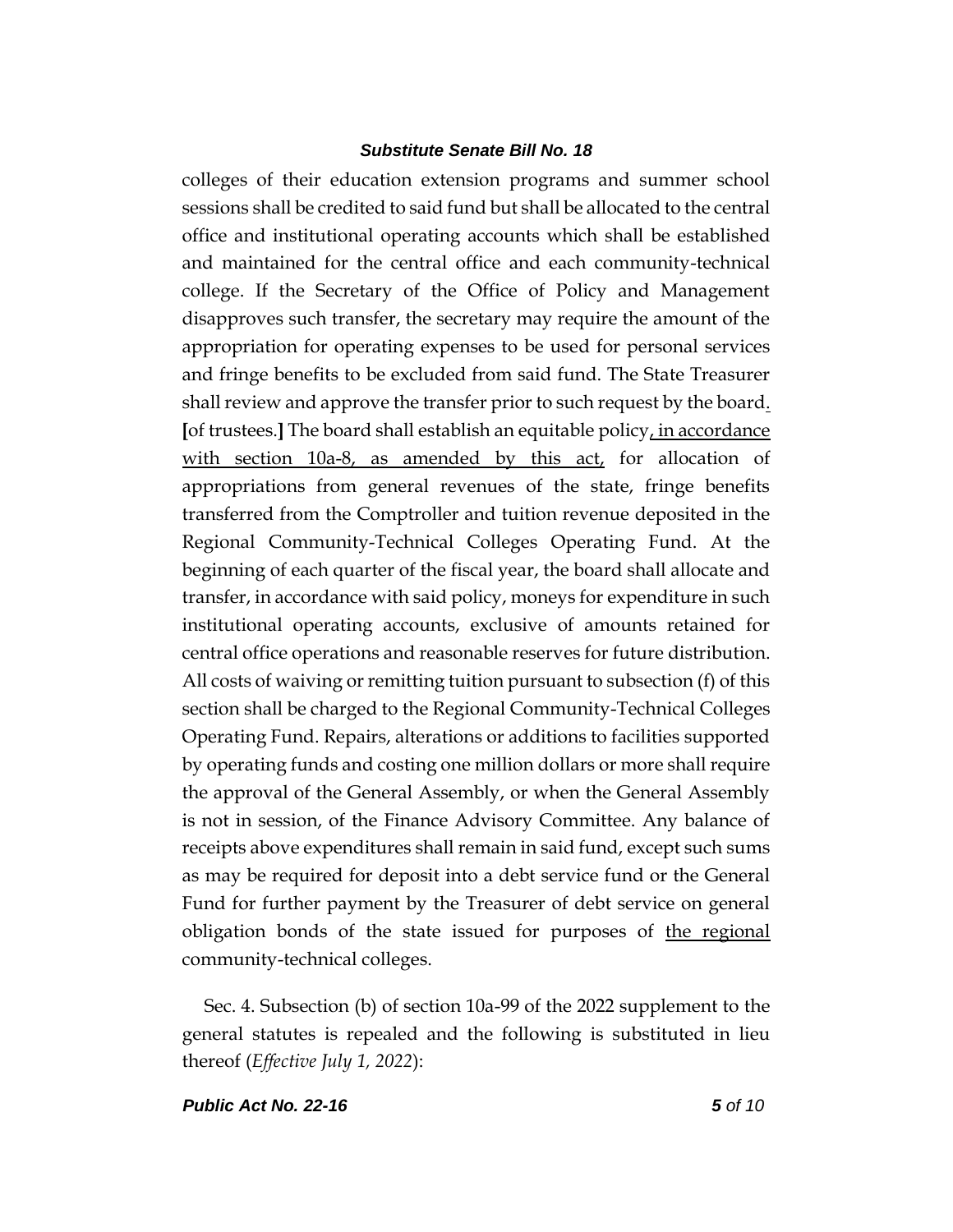colleges of their education extension programs and summer school sessions shall be credited to said fund but shall be allocated to the central office and institutional operating accounts which shall be established and maintained for the central office and each community-technical college. If the Secretary of the Office of Policy and Management disapproves such transfer, the secretary may require the amount of the appropriation for operating expenses to be used for personal services and fringe benefits to be excluded from said fund. The State Treasurer shall review and approve the transfer prior to such request by the board<u>.</u> **[**of trustees.**]** The board shall establish an equitable policy<u>, in accordance with section 10a-8, as amended by this act,</u> for allocation of appropriations from general revenues of the state, fringe benefits transferred from the Comptroller and tuition revenue deposited in the Regional Community-Technical Colleges Operating Fund. At the beginning of each quarter of the fiscal year, the board shall allocate and transfer, in accordance with said policy, moneys for expenditure in such institutional operating accounts, exclusive of amounts retained for central office operations and reasonable reserves for future distribution. All costs of waiving or remitting tuition pursuant to subsection (f) of this section shall be charged to the Regional Community-Technical Colleges Operating Fund. Repairs, alterations or additions to facilities supported by operating funds and costing one million dollars or more shall require the approval of the General Assembly, or when the General Assembly is not in session, of the Finance Advisory Committee. Any balance of receipts above expenditures shall remain in said fund, except such sums as may be required for deposit into a debt service fund or the General Fund for further payment by the Treasurer of debt service on general obligation bonds of the state issued for purposes of <u>the regional</u> community-technical colleges.

Sec. 4. Subsection (b) of section 10a-99 of the 2022 supplement to the general statutes is repealed and the following is substituted in lieu thereof (*Effective July 1, 2022*):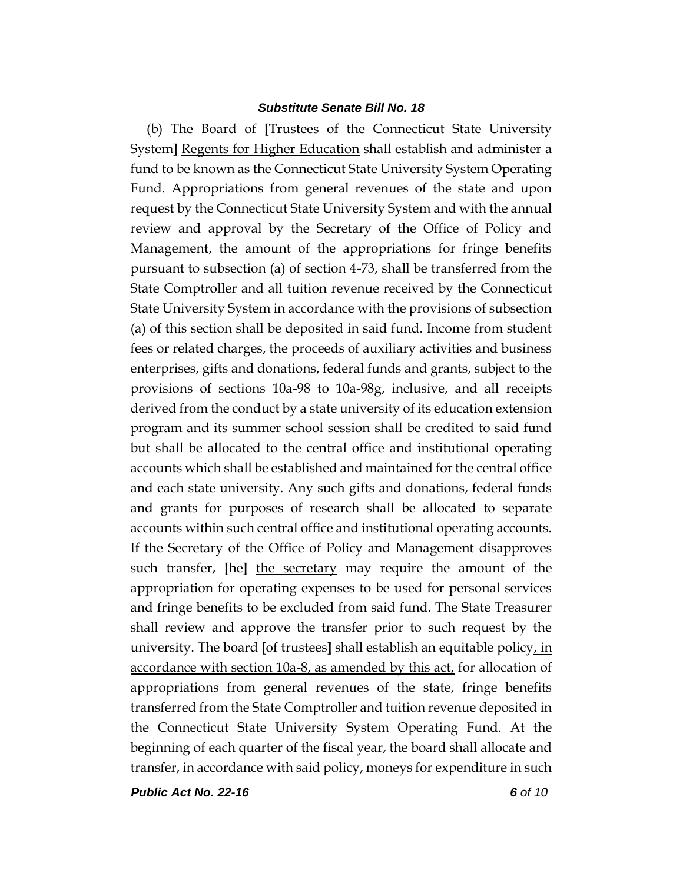(b) The Board of [Trustees of the Connecticut State University System] <u>Regents for Higher Education</u> shall establish and administer a fund to be known as the Connecticut State University System Operating Fund. Appropriations from general revenues of the state and upon request by the Connecticut State University System and with the annual review and approval by the Secretary of the Office of Policy and Management, the amount of the appropriations for fringe benefits pursuant to subsection (a) of section 4-73, shall be transferred from the State Comptroller and all tuition revenue received by the Connecticut State University System in accordance with the provisions of subsection (a) of this section shall be deposited in said fund. Income from student fees or related charges, the proceeds of auxiliary activities and business enterprises, gifts and donations, federal funds and grants, subject to the provisions of sections 10a-98 to 10a-98g, inclusive, and all receipts derived from the conduct by a state university of its education extension program and its summer school session shall be credited to said fund but shall be allocated to the central office and institutional operating accounts which shall be established and maintained for the central office and each state university. Any such gifts and donations, federal funds and grants for purposes of research shall be allocated to separate accounts within such central office and institutional operating accounts. If the Secretary of the Office of Policy and Management disapproves such transfer, [he] <u>the secretary</u> may require the amount of the appropriation for operating expenses to be used for personal services and fringe benefits to be excluded from said fund. The State Treasurer shall review and approve the transfer prior to such request by the university. The board [of trustees] shall establish an equitable policy<u>, in accordance with section 10a-8, as amended by this act,</u> for allocation of appropriations from general revenues of the state, fringe benefits transferred from the State Comptroller and tuition revenue deposited in the Connecticut State University System Operating Fund. At the beginning of each quarter of the fiscal year, the board shall allocate and transfer, in accordance with said policy, moneys for expenditure in such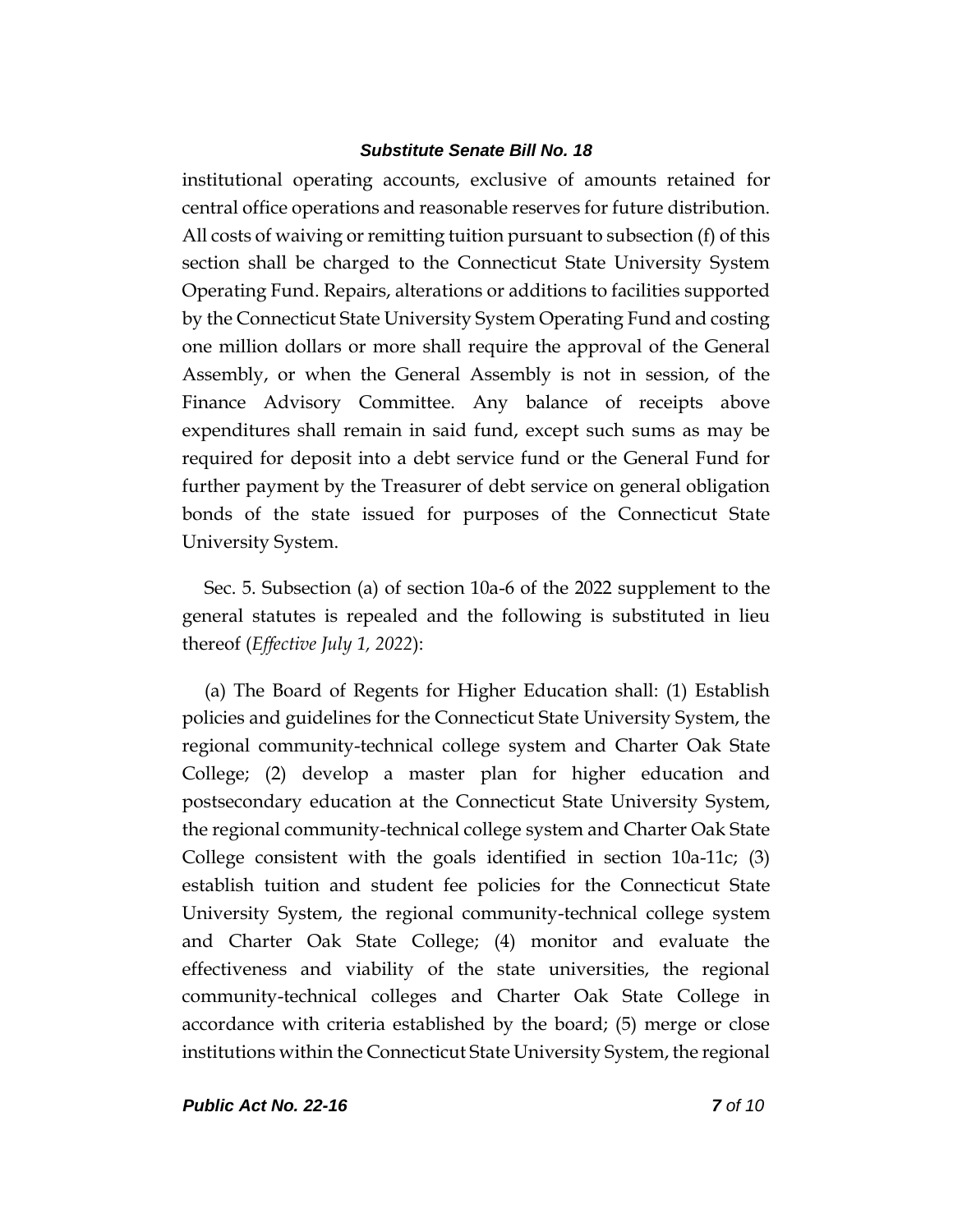institutional operating accounts, exclusive of amounts retained for central office operations and reasonable reserves for future distribution. All costs of waiving or remitting tuition pursuant to subsection (f) of this section shall be charged to the Connecticut State University System Operating Fund. Repairs, alterations or additions to facilities supported by the Connecticut State University System Operating Fund and costing one million dollars or more shall require the approval of the General Assembly, or when the General Assembly is not in session, of the Finance Advisory Committee. Any balance of receipts above expenditures shall remain in said fund, except such sums as may be required for deposit into a debt service fund or the General Fund for further payment by the Treasurer of debt service on general obligation bonds of the state issued for purposes of the Connecticut State University System.

Sec. 5. Subsection (a) of section 10a-6 of the 2022 supplement to the general statutes is repealed and the following is substituted in lieu thereof (*Effective July 1, 2022*):

(a) The Board of Regents for Higher Education shall: (1) Establish policies and guidelines for the Connecticut State University System, the regional community-technical college system and Charter Oak State College; (2) develop a master plan for higher education and postsecondary education at the Connecticut State University System, the regional community-technical college system and Charter Oak State College consistent with the goals identified in section 10a-11c; (3) establish tuition and student fee policies for the Connecticut State University System, the regional community-technical college system and Charter Oak State College; (4) monitor and evaluate the effectiveness and viability of the state universities, the regional community-technical colleges and Charter Oak State College in accordance with criteria established by the board; (5) merge or close institutions within the Connecticut State University System, the regional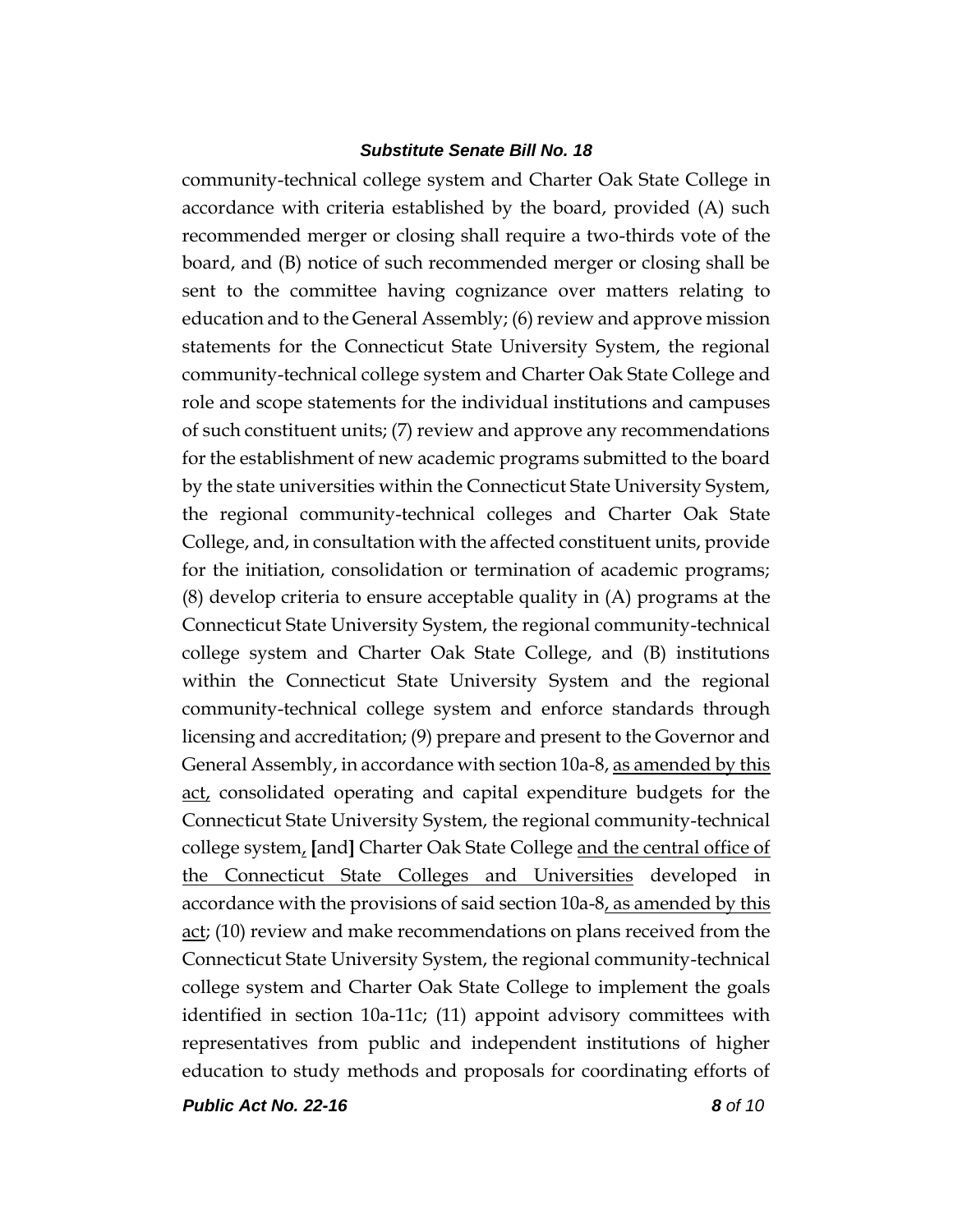community-technical college system and Charter Oak State College in accordance with criteria established by the board, provided (A) such recommended merger or closing shall require a two-thirds vote of the board, and (B) notice of such recommended merger or closing shall be sent to the committee having cognizance over matters relating to education and to the General Assembly; (6) review and approve mission statements for the Connecticut State University System, the regional community-technical college system and Charter Oak State College and role and scope statements for the individual institutions and campuses of such constituent units; (7) review and approve any recommendations for the establishment of new academic programs submitted to the board by the state universities within the Connecticut State University System, the regional community-technical colleges and Charter Oak State College, and, in consultation with the affected constituent units, provide for the initiation, consolidation or termination of academic programs; (8) develop criteria to ensure acceptable quality in (A) programs at the Connecticut State University System, the regional community-technical college system and Charter Oak State College, and (B) institutions within the Connecticut State University System and the regional community-technical college system and enforce standards through licensing and accreditation; (9) prepare and present to the Governor and General Assembly, in accordance with section 10a-8, <u>as amended by this act,</u> consolidated operating and capital expenditure budgets for the Connecticut State University System, the regional community-technical college system<u>,</u> **[**and**]** Charter Oak State College <u>and the central office of the Connecticut State Colleges and Universities</u> developed in accordance with the provisions of said section 10a-8<u>, as amended by this act</u>; (10) review and make recommendations on plans received from the Connecticut State University System, the regional community-technical college system and Charter Oak State College to implement the goals identified in section 10a-11c; (11) appoint advisory committees with representatives from public and independent institutions of higher education to study methods and proposals for coordinating efforts of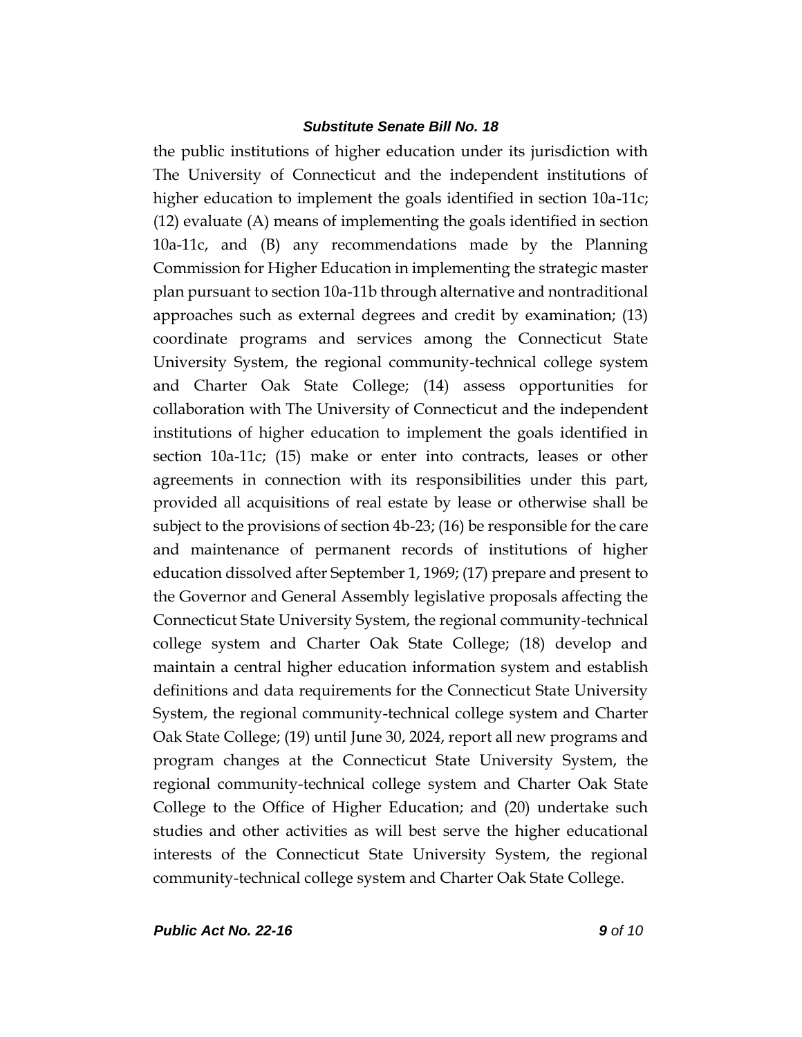the public institutions of higher education under its jurisdiction with The University of Connecticut and the independent institutions of higher education to implement the goals identified in section 10a-11c; (12) evaluate (A) means of implementing the goals identified in section 10a-11c, and (B) any recommendations made by the Planning Commission for Higher Education in implementing the strategic master plan pursuant to section 10a-11b through alternative and nontraditional approaches such as external degrees and credit by examination; (13) coordinate programs and services among the Connecticut State University System, the regional community-technical college system and Charter Oak State College; (14) assess opportunities for collaboration with The University of Connecticut and the independent institutions of higher education to implement the goals identified in section 10a-11c; (15) make or enter into contracts, leases or other agreements in connection with its responsibilities under this part, provided all acquisitions of real estate by lease or otherwise shall be subject to the provisions of section 4b-23; (16) be responsible for the care and maintenance of permanent records of institutions of higher education dissolved after September 1, 1969; (17) prepare and present to the Governor and General Assembly legislative proposals affecting the Connecticut State University System, the regional community-technical college system and Charter Oak State College; (18) develop and maintain a central higher education information system and establish definitions and data requirements for the Connecticut State University System, the regional community-technical college system and Charter Oak State College; (19) until June 30, 2024, report all new programs and program changes at the Connecticut State University System, the regional community-technical college system and Charter Oak State College to the Office of Higher Education; and (20) undertake such studies and other activities as will best serve the higher educational interests of the Connecticut State University System, the regional community-technical college system and Charter Oak State College.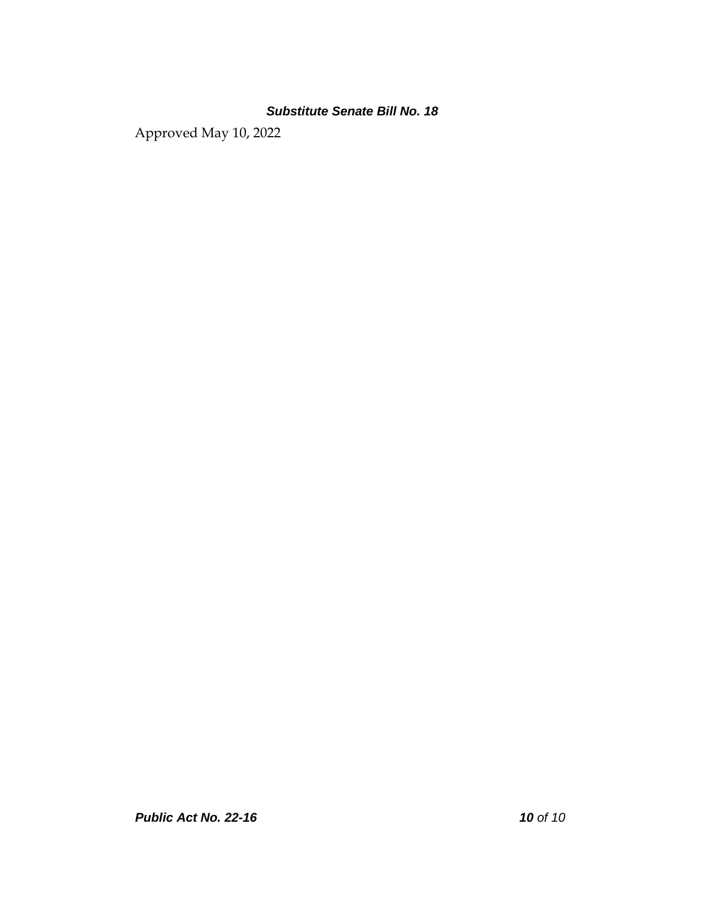*Substitute Senate Bill No. 18*

Approved May 10, 2022